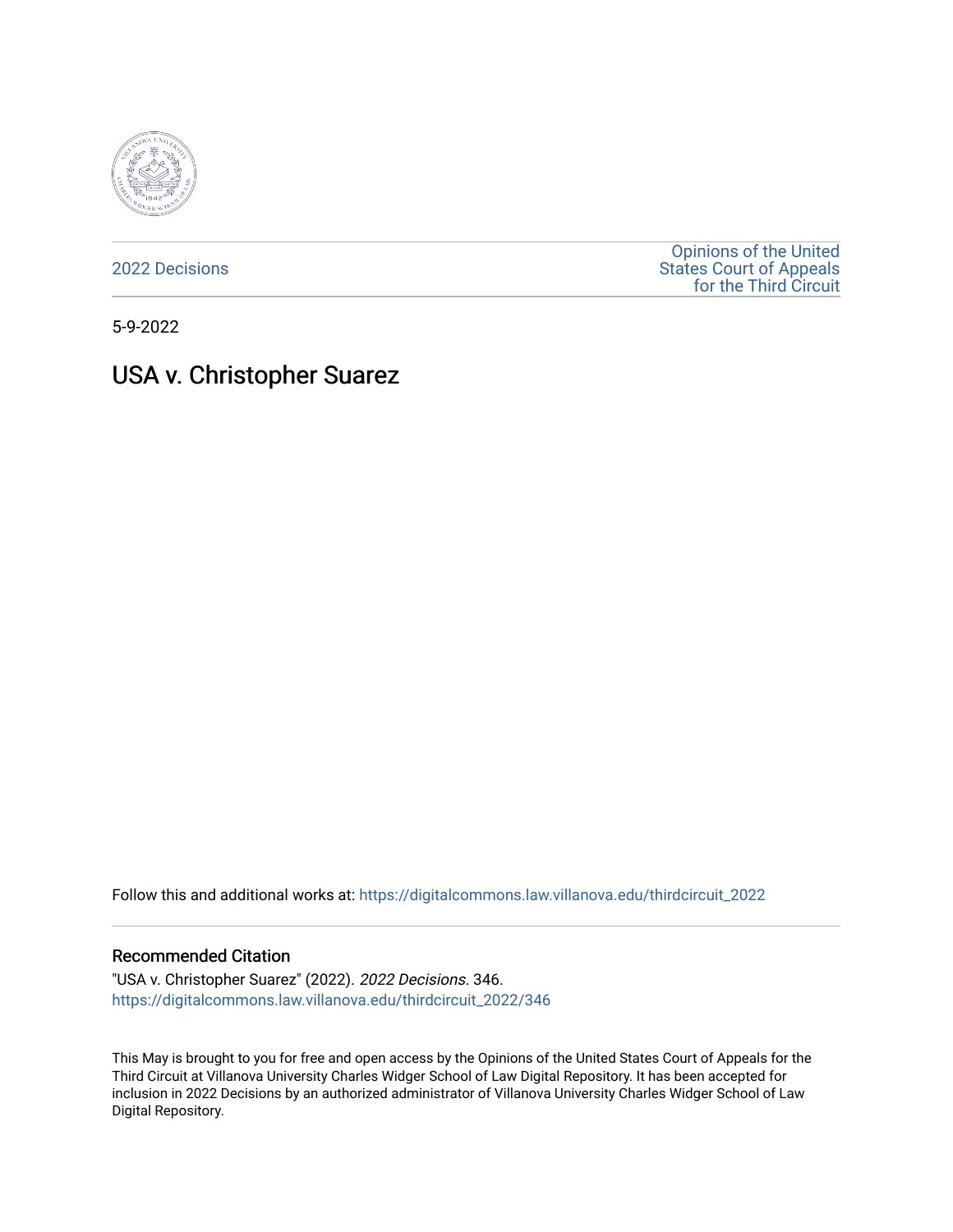2022 Decisions

Opinions of the United States Court of Appeals for the Third Circuit

5-9-2022

# USA v. Christopher Suarez

Follow this and additional works at: https://digitalcommons.law.villanova.edu/thirdcircuit_2022

## Recommended Citation

"USA v. Christopher Suarez" (2022). *2022 Decisions*. 346.
https://digitalcommons.law.villanova.edu/thirdcircuit_2022/346

This May is brought to you for free and open access by the Opinions of the United States Court of Appeals for the Third Circuit at Villanova University Charles Widger School of Law Digital Repository. It has been accepted for inclusion in 2022 Decisions by an authorized administrator of Villanova University Charles Widger School of Law Digital Repository.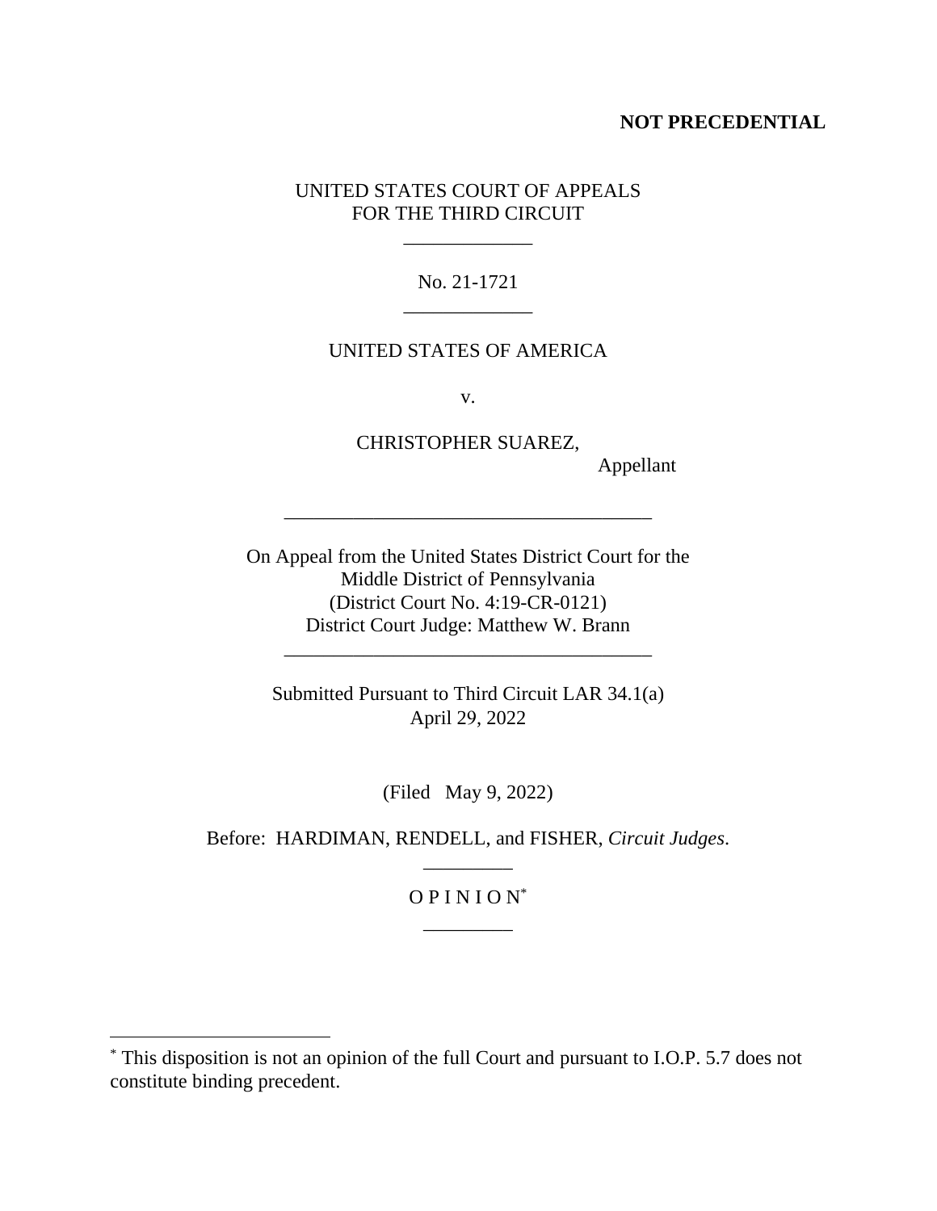**NOT PRECEDENTIAL**

UNITED STATES COURT OF APPEALS
FOR THE THIRD CIRCUIT

No. 21-1721

UNITED STATES OF AMERICA

v.

CHRISTOPHER SUAREZ,
Appellant

On Appeal from the United States District Court for the
Middle District of Pennsylvania
(District Court No. 4:19-CR-0121)
District Court Judge: Matthew W. Brann

Submitted Pursuant to Third Circuit LAR 34.1(a)
April 29, 2022

(Filed May 9, 2022)

Before: HARDIMAN, RENDELL, and FISHER, *Circuit Judges*.

O P I N I O N[*]

[*] This disposition is not an opinion of the full Court and pursuant to I.O.P. 5.7 does not constitute binding precedent.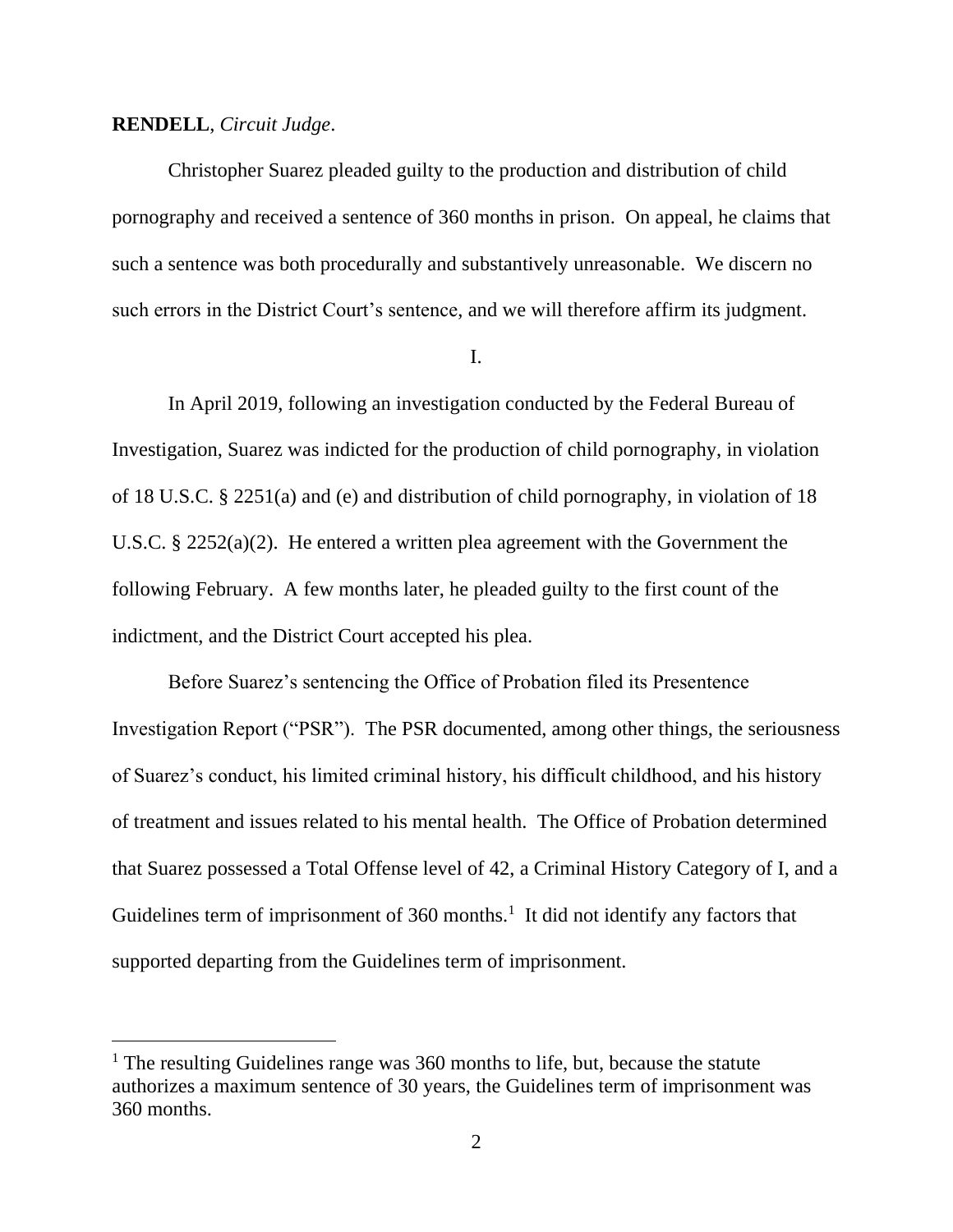**RENDELL**, *Circuit Judge*.

Christopher Suarez pleaded guilty to the production and distribution of child pornography and received a sentence of 360 months in prison. On appeal, he claims that such a sentence was both procedurally and substantively unreasonable. We discern no such errors in the District Court's sentence, and we will therefore affirm its judgment.

I.

In April 2019, following an investigation conducted by the Federal Bureau of Investigation, Suarez was indicted for the production of child pornography, in violation of 18 U.S.C. § 2251(a) and (e) and distribution of child pornography, in violation of 18 U.S.C. § 2252(a)(2). He entered a written plea agreement with the Government the following February. A few months later, he pleaded guilty to the first count of the indictment, and the District Court accepted his plea.

Before Suarez's sentencing the Office of Probation filed its Presentence Investigation Report ("PSR"). The PSR documented, among other things, the seriousness of Suarez's conduct, his limited criminal history, his difficult childhood, and his history of treatment and issues related to his mental health. The Office of Probation determined that Suarez possessed a Total Offense level of 42, a Criminal History Category of I, and a Guidelines term of imprisonment of 360 months.[1] It did not identify any factors that supported departing from the Guidelines term of imprisonment.

[1] The resulting Guidelines range was 360 months to life, but, because the statute authorizes a maximum sentence of 30 years, the Guidelines term of imprisonment was 360 months.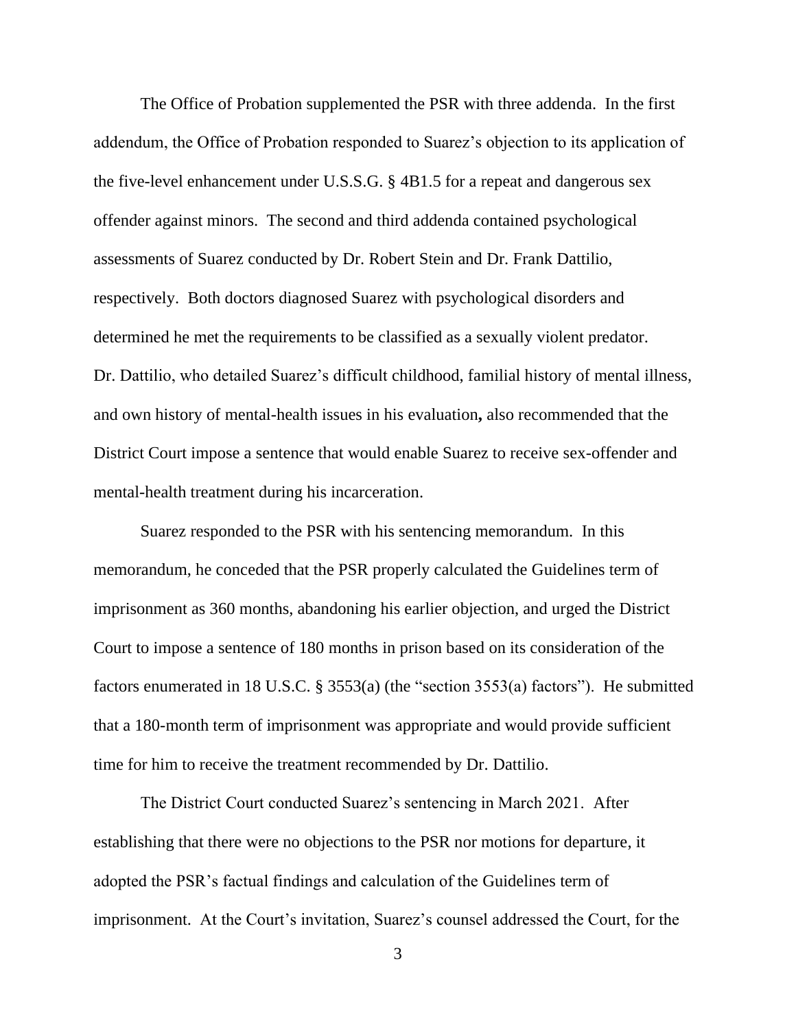The Office of Probation supplemented the PSR with three addenda. In the first addendum, the Office of Probation responded to Suarez's objection to its application of the five-level enhancement under U.S.S.G. § 4B1.5 for a repeat and dangerous sex offender against minors. The second and third addenda contained psychological assessments of Suarez conducted by Dr. Robert Stein and Dr. Frank Dattilio, respectively. Both doctors diagnosed Suarez with psychological disorders and determined he met the requirements to be classified as a sexually violent predator. Dr. Dattilio, who detailed Suarez's difficult childhood, familial history of mental illness, and own history of mental-health issues in his evaluation**,** also recommended that the District Court impose a sentence that would enable Suarez to receive sex-offender and mental-health treatment during his incarceration.

Suarez responded to the PSR with his sentencing memorandum. In this memorandum, he conceded that the PSR properly calculated the Guidelines term of imprisonment as 360 months, abandoning his earlier objection, and urged the District Court to impose a sentence of 180 months in prison based on its consideration of the factors enumerated in 18 U.S.C. § 3553(a) (the "section 3553(a) factors"). He submitted that a 180-month term of imprisonment was appropriate and would provide sufficient time for him to receive the treatment recommended by Dr. Dattilio.

The District Court conducted Suarez's sentencing in March 2021. After establishing that there were no objections to the PSR nor motions for departure, it adopted the PSR's factual findings and calculation of the Guidelines term of imprisonment. At the Court's invitation, Suarez's counsel addressed the Court, for the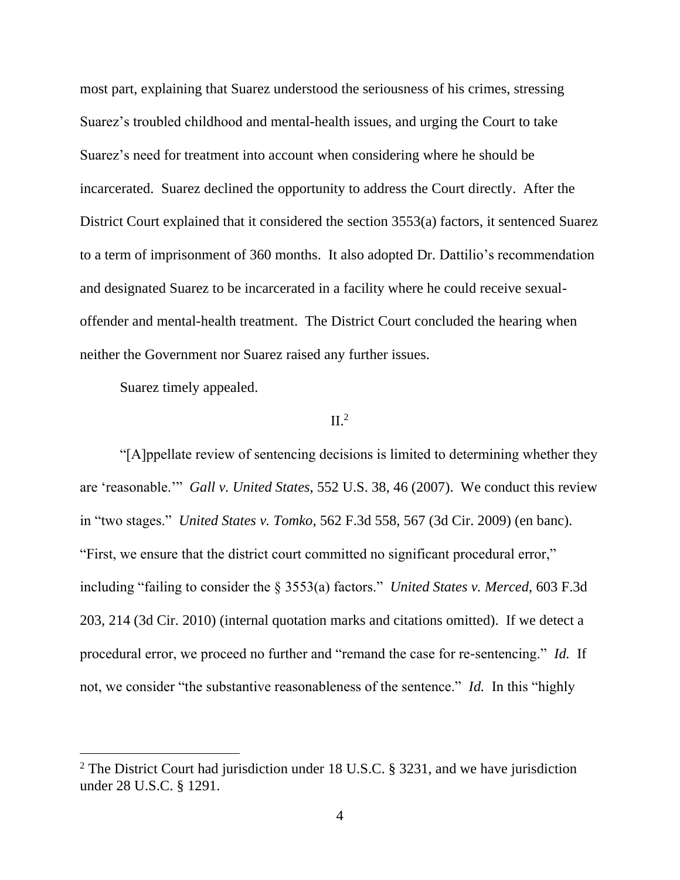most part, explaining that Suarez understood the seriousness of his crimes, stressing Suarez's troubled childhood and mental-health issues, and urging the Court to take Suarez's need for treatment into account when considering where he should be incarcerated. Suarez declined the opportunity to address the Court directly. After the District Court explained that it considered the section 3553(a) factors, it sentenced Suarez to a term of imprisonment of 360 months. It also adopted Dr. Dattilio's recommendation and designated Suarez to be incarcerated in a facility where he could receive sexual-offender and mental-health treatment. The District Court concluded the hearing when neither the Government nor Suarez raised any further issues.

Suarez timely appealed.

## II.[2]

"[A]ppellate review of sentencing decisions is limited to determining whether they are 'reasonable.'" *Gall v. United States*, 552 U.S. 38, 46 (2007). We conduct this review in "two stages." *United States v. Tomko*, 562 F.3d 558, 567 (3d Cir. 2009) (en banc). "First, we ensure that the district court committed no significant procedural error," including "failing to consider the § 3553(a) factors." *United States v. Merced*, 603 F.3d 203, 214 (3d Cir. 2010) (internal quotation marks and citations omitted). If we detect a procedural error, we proceed no further and "remand the case for re-sentencing." *Id.* If not, we consider "the substantive reasonableness of the sentence." *Id.* In this "highly

[2] The District Court had jurisdiction under 18 U.S.C. § 3231, and we have jurisdiction under 28 U.S.C. § 1291.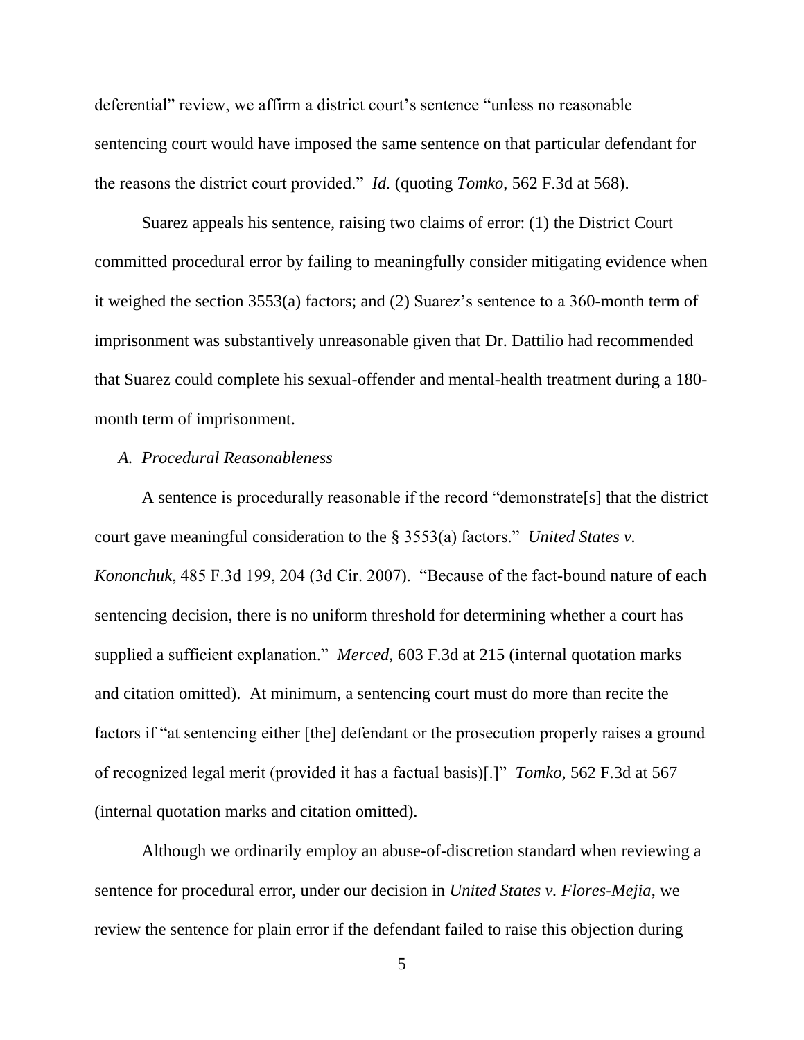deferential" review, we affirm a district court's sentence "unless no reasonable sentencing court would have imposed the same sentence on that particular defendant for the reasons the district court provided." *Id.* (quoting *Tomko*, 562 F.3d at 568).

Suarez appeals his sentence, raising two claims of error: (1) the District Court committed procedural error by failing to meaningfully consider mitigating evidence when it weighed the section 3553(a) factors; and (2) Suarez's sentence to a 360-month term of imprisonment was substantively unreasonable given that Dr. Dattilio had recommended that Suarez could complete his sexual-offender and mental-health treatment during a 180-month term of imprisonment.

*A. Procedural Reasonableness*

A sentence is procedurally reasonable if the record "demonstrate[s] that the district court gave meaningful consideration to the § 3553(a) factors." *United States v. Kononchuk*, 485 F.3d 199, 204 (3d Cir. 2007). "Because of the fact-bound nature of each sentencing decision, there is no uniform threshold for determining whether a court has supplied a sufficient explanation." *Merced*, 603 F.3d at 215 (internal quotation marks and citation omitted). At minimum, a sentencing court must do more than recite the factors if "at sentencing either [the] defendant or the prosecution properly raises a ground of recognized legal merit (provided it has a factual basis)[.]" *Tomko*, 562 F.3d at 567 (internal quotation marks and citation omitted).

Although we ordinarily employ an abuse-of-discretion standard when reviewing a sentence for procedural error, under our decision in *United States v. Flores-Mejia*, we review the sentence for plain error if the defendant failed to raise this objection during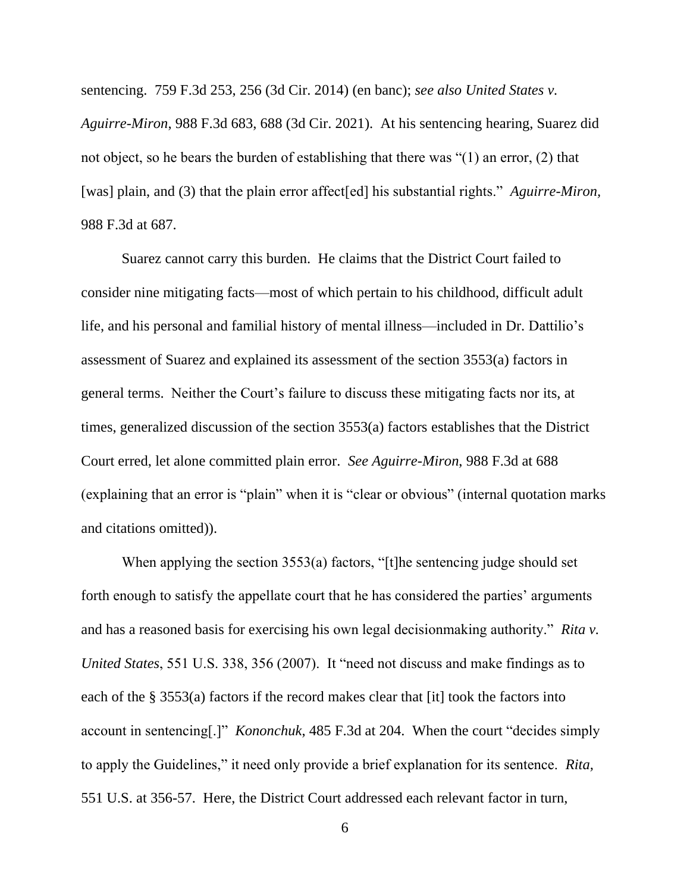sentencing. 759 F.3d 253, 256 (3d Cir. 2014) (en banc); *see also United States v. Aguirre-Miron*, 988 F.3d 683, 688 (3d Cir. 2021). At his sentencing hearing, Suarez did not object, so he bears the burden of establishing that there was "(1) an error, (2) that [was] plain, and (3) that the plain error affect[ed] his substantial rights." *Aguirre-Miron*, 988 F.3d at 687.

Suarez cannot carry this burden. He claims that the District Court failed to consider nine mitigating facts—most of which pertain to his childhood, difficult adult life, and his personal and familial history of mental illness—included in Dr. Dattilio's assessment of Suarez and explained its assessment of the section 3553(a) factors in general terms. Neither the Court's failure to discuss these mitigating facts nor its, at times, generalized discussion of the section 3553(a) factors establishes that the District Court erred, let alone committed plain error. *See Aguirre-Miron*, 988 F.3d at 688 (explaining that an error is "plain" when it is "clear or obvious" (internal quotation marks and citations omitted)).

When applying the section 3553(a) factors, "[t]he sentencing judge should set forth enough to satisfy the appellate court that he has considered the parties' arguments and has a reasoned basis for exercising his own legal decisionmaking authority." *Rita v. United States*, 551 U.S. 338, 356 (2007). It "need not discuss and make findings as to each of the § 3553(a) factors if the record makes clear that [it] took the factors into account in sentencing[.]" *Kononchuk*, 485 F.3d at 204. When the court "decides simply to apply the Guidelines," it need only provide a brief explanation for its sentence. *Rita*, 551 U.S. at 356-57. Here, the District Court addressed each relevant factor in turn,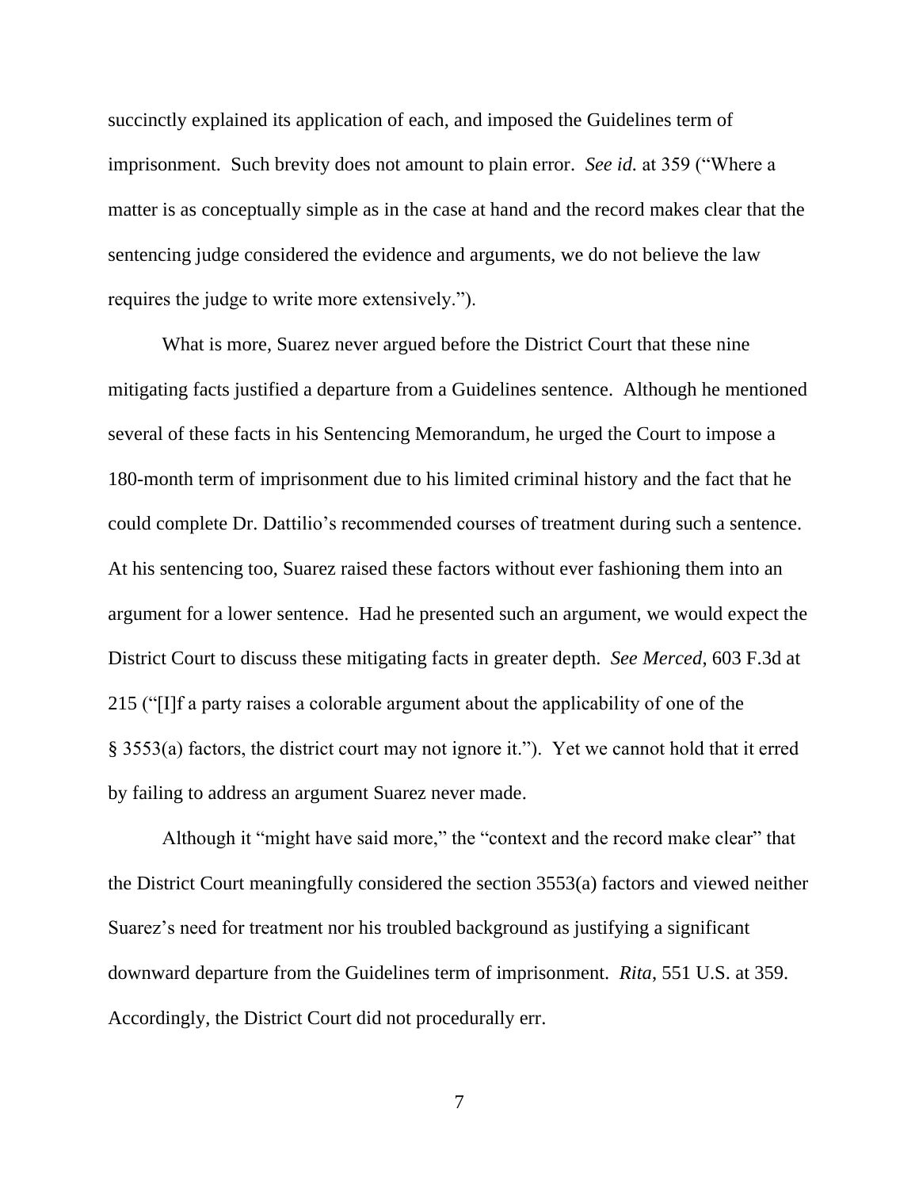succinctly explained its application of each, and imposed the Guidelines term of imprisonment. Such brevity does not amount to plain error. *See id.* at 359 ("Where a matter is as conceptually simple as in the case at hand and the record makes clear that the sentencing judge considered the evidence and arguments, we do not believe the law requires the judge to write more extensively.").

What is more, Suarez never argued before the District Court that these nine mitigating facts justified a departure from a Guidelines sentence. Although he mentioned several of these facts in his Sentencing Memorandum, he urged the Court to impose a 180-month term of imprisonment due to his limited criminal history and the fact that he could complete Dr. Dattilio's recommended courses of treatment during such a sentence. At his sentencing too, Suarez raised these factors without ever fashioning them into an argument for a lower sentence. Had he presented such an argument, we would expect the District Court to discuss these mitigating facts in greater depth. *See Merced*, 603 F.3d at 215 ("[I]f a party raises a colorable argument about the applicability of one of the § 3553(a) factors, the district court may not ignore it."). Yet we cannot hold that it erred by failing to address an argument Suarez never made.

Although it "might have said more," the "context and the record make clear" that the District Court meaningfully considered the section 3553(a) factors and viewed neither Suarez's need for treatment nor his troubled background as justifying a significant downward departure from the Guidelines term of imprisonment. *Rita*, 551 U.S. at 359. Accordingly, the District Court did not procedurally err.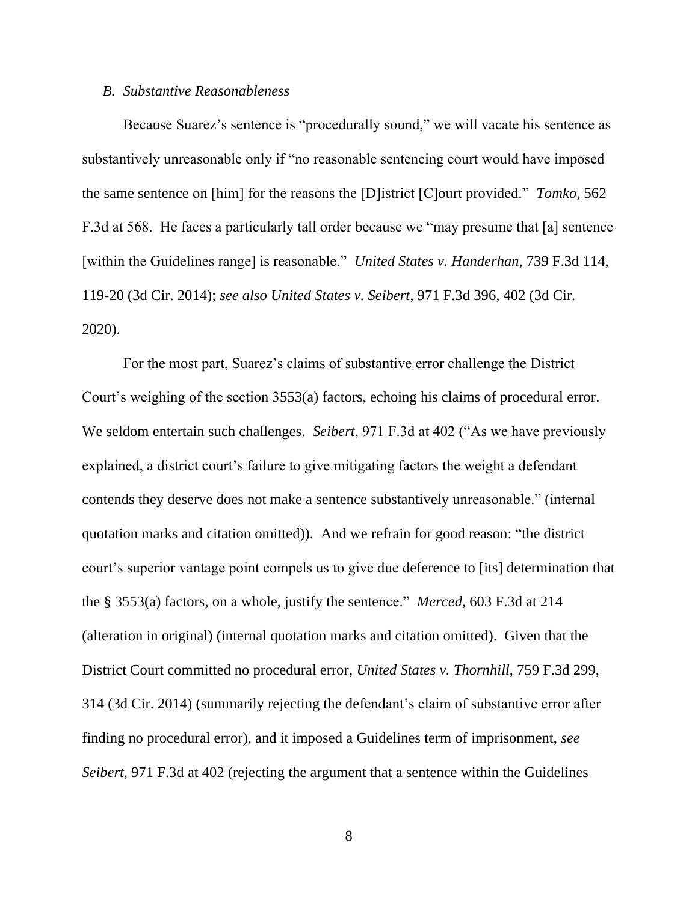### *B. Substantive Reasonableness*

Because Suarez's sentence is "procedurally sound," we will vacate his sentence as substantively unreasonable only if "no reasonable sentencing court would have imposed the same sentence on [him] for the reasons the [D]istrict [C]ourt provided." *Tomko*, 562 F.3d at 568. He faces a particularly tall order because we "may presume that [a] sentence [within the Guidelines range] is reasonable." *United States v. Handerhan*, 739 F.3d 114, 119-20 (3d Cir. 2014); *see also United States v. Seibert*, 971 F.3d 396, 402 (3d Cir. 2020).

For the most part, Suarez's claims of substantive error challenge the District Court's weighing of the section 3553(a) factors, echoing his claims of procedural error. We seldom entertain such challenges. *Seibert*, 971 F.3d at 402 ("As we have previously explained, a district court's failure to give mitigating factors the weight a defendant contends they deserve does not make a sentence substantively unreasonable." (internal quotation marks and citation omitted)). And we refrain for good reason: "the district court's superior vantage point compels us to give due deference to [its] determination that the § 3553(a) factors, on a whole, justify the sentence." *Merced*, 603 F.3d at 214 (alteration in original) (internal quotation marks and citation omitted). Given that the District Court committed no procedural error, *United States v. Thornhill*, 759 F.3d 299, 314 (3d Cir. 2014) (summarily rejecting the defendant's claim of substantive error after finding no procedural error), and it imposed a Guidelines term of imprisonment, *see Seibert*, 971 F.3d at 402 (rejecting the argument that a sentence within the Guidelines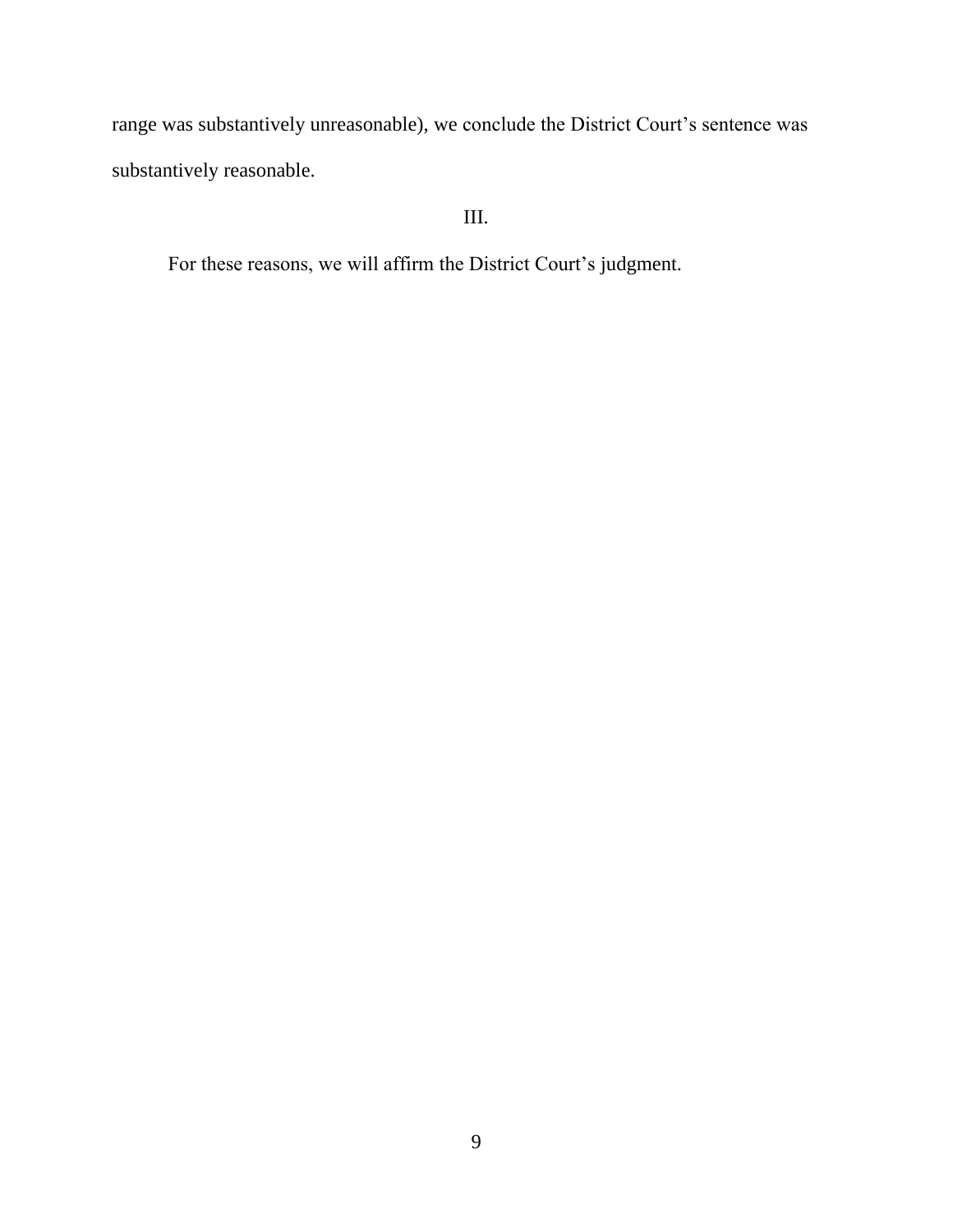range was substantively unreasonable), we conclude the District Court's sentence was substantively reasonable.

## III.

For these reasons, we will affirm the District Court's judgment.